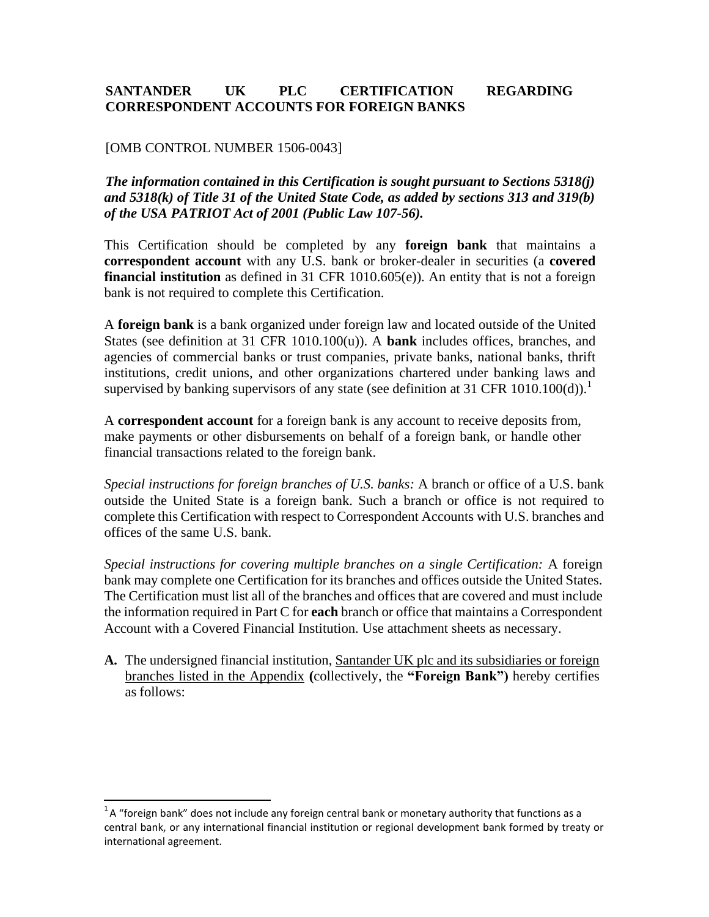# SANTANDER UK PLC CERTIFICATION REGARDING CORRESPONDENT ACCOUNTS FOR FOREIGN BANKS

[OMB CONTROL NUMBER 1506-0043]

***The information contained in this Certification is sought pursuant to Sections 5318(j) and 5318(k) of Title 31 of the United State Code, as added by sections 313 and 319(b) of the USA PATRIOT Act of 2001 (Public Law 107-56).***

This Certification should be completed by any **foreign bank** that maintains a **correspondent account** with any U.S. bank or broker-dealer in securities (a **covered financial institution** as defined in 31 CFR 1010.605(e)). An entity that is not a foreign bank is not required to complete this Certification.

A **foreign bank** is a bank organized under foreign law and located outside of the United States (see definition at 31 CFR 1010.100(u)). A **bank** includes offices, branches, and agencies of commercial banks or trust companies, private banks, national banks, thrift institutions, credit unions, and other organizations chartered under banking laws and supervised by banking supervisors of any state (see definition at 31 CFR 1010.100(d)).[1]

A **correspondent account** for a foreign bank is any account to receive deposits from, make payments or other disbursements on behalf of a foreign bank, or handle other financial transactions related to the foreign bank.

*Special instructions for foreign branches of U.S. banks:* A branch or office of a U.S. bank outside the United State is a foreign bank. Such a branch or office is not required to complete this Certification with respect to Correspondent Accounts with U.S. branches and offices of the same U.S. bank.

*Special instructions for covering multiple branches on a single Certification:* A foreign bank may complete one Certification for its branches and offices outside the United States. The Certification must list all of the branches and offices that are covered and must include the information required in Part C for **each** branch or office that maintains a Correspondent Account with a Covered Financial Institution. Use attachment sheets as necessary.

**A.** The undersigned financial institution, Santander UK plc and its subsidiaries or foreign branches listed in the Appendix **(**collectively, the **"Foreign Bank")** hereby certifies as follows:

[1] A "foreign bank" does not include any foreign central bank or monetary authority that functions as a central bank, or any international financial institution or regional development bank formed by treaty or international agreement.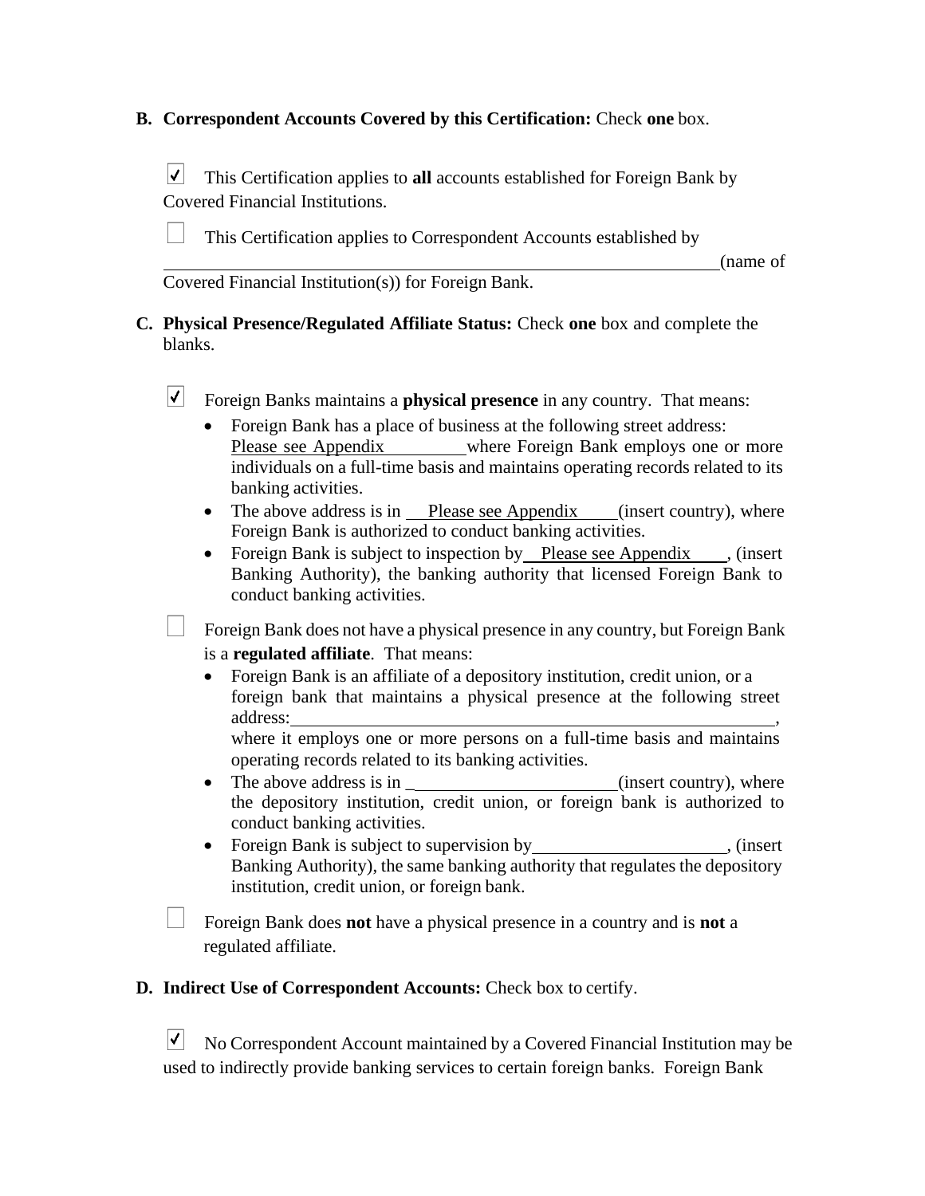**B. Correspondent Accounts Covered by this Certification:** Check **one** box.

☑ This Certification applies to **all** accounts established for Foreign Bank by Covered Financial Institutions.

☐ This Certification applies to Correspondent Accounts established by ________________________________________________________________(name of Covered Financial Institution(s)) for Foreign Bank.

**C. Physical Presence/Regulated Affiliate Status:** Check **one** box and complete the blanks.

☑ Foreign Banks maintains a **physical presence** in any country. That means:

- Foreign Bank has a place of business at the following street address: Please see Appendix where Foreign Bank employs one or more individuals on a full-time basis and maintains operating records related to its banking activities.
- The above address is in Please see Appendix (insert country), where Foreign Bank is authorized to conduct banking activities.
- Foreign Bank is subject to inspection by Please see Appendix, (insert Banking Authority), the banking authority that licensed Foreign Bank to conduct banking activities.

☐ Foreign Bank does not have a physical presence in any country, but Foreign Bank is a **regulated affiliate**. That means:

- Foreign Bank is an affiliate of a depository institution, credit union, or a foreign bank that maintains a physical presence at the following street address:________________________________________________________, where it employs one or more persons on a full-time basis and maintains operating records related to its banking activities.
- The above address is in ______________________(insert country), where the depository institution, credit union, or foreign bank is authorized to conduct banking activities.
- Foreign Bank is subject to supervision by_____________________, (insert Banking Authority), the same banking authority that regulates the depository institution, credit union, or foreign bank.

☐ Foreign Bank does **not** have a physical presence in a country and is **not** a regulated affiliate.

**D. Indirect Use of Correspondent Accounts:** Check box to certify.

☑ No Correspondent Account maintained by a Covered Financial Institution may be used to indirectly provide banking services to certain foreign banks. Foreign Bank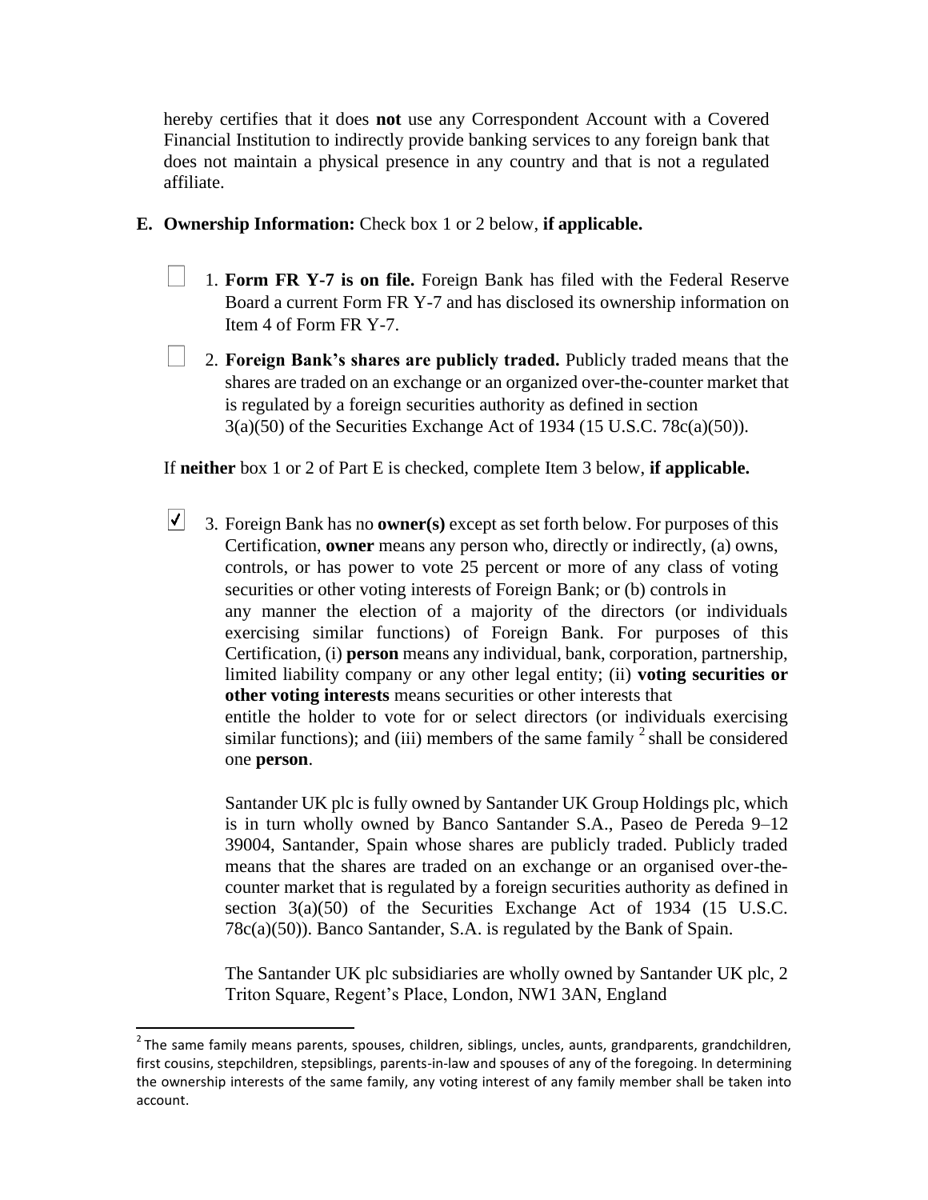hereby certifies that it does **not** use any Correspondent Account with a Covered Financial Institution to indirectly provide banking services to any foreign bank that does not maintain a physical presence in any country and that is not a regulated affiliate.

**E. Ownership Information:** Check box 1 or 2 below, **if applicable.**

☐ 1. **Form FR Y-7 is on file.** Foreign Bank has filed with the Federal Reserve Board a current Form FR Y-7 and has disclosed its ownership information on Item 4 of Form FR Y-7.

☐ 2. **Foreign Bank's shares are publicly traded.** Publicly traded means that the shares are traded on an exchange or an organized over-the-counter market that is regulated by a foreign securities authority as defined in section 3(a)(50) of the Securities Exchange Act of 1934 (15 U.S.C. 78c(a)(50)).

If **neither** box 1 or 2 of Part E is checked, complete Item 3 below, **if applicable.**

☑ 3. Foreign Bank has no **owner(s)** except as set forth below. For purposes of this Certification, **owner** means any person who, directly or indirectly, (a) owns, controls, or has power to vote 25 percent or more of any class of voting securities or other voting interests of Foreign Bank; or (b) controls in any manner the election of a majority of the directors (or individuals exercising similar functions) of Foreign Bank. For purposes of this Certification, (i) **person** means any individual, bank, corporation, partnership, limited liability company or any other legal entity; (ii) **voting securities or other voting interests** means securities or other interests that entitle the holder to vote for or select directors (or individuals exercising similar functions); and (iii) members of the same family [2] shall be considered one **person**.

Santander UK plc is fully owned by Santander UK Group Holdings plc, which is in turn wholly owned by Banco Santander S.A., Paseo de Pereda 9–12 39004, Santander, Spain whose shares are publicly traded. Publicly traded means that the shares are traded on an exchange or an organised over-the-counter market that is regulated by a foreign securities authority as defined in section 3(a)(50) of the Securities Exchange Act of 1934 (15 U.S.C. 78c(a)(50)). Banco Santander, S.A. is regulated by the Bank of Spain.

The Santander UK plc subsidiaries are wholly owned by Santander UK plc, 2 Triton Square, Regent's Place, London, NW1 3AN, England

---

[2] The same family means parents, spouses, children, siblings, uncles, aunts, grandparents, grandchildren, first cousins, stepchildren, stepsiblings, parents-in-law and spouses of any of the foregoing. In determining the ownership interests of the same family, any voting interest of any family member shall be taken into account.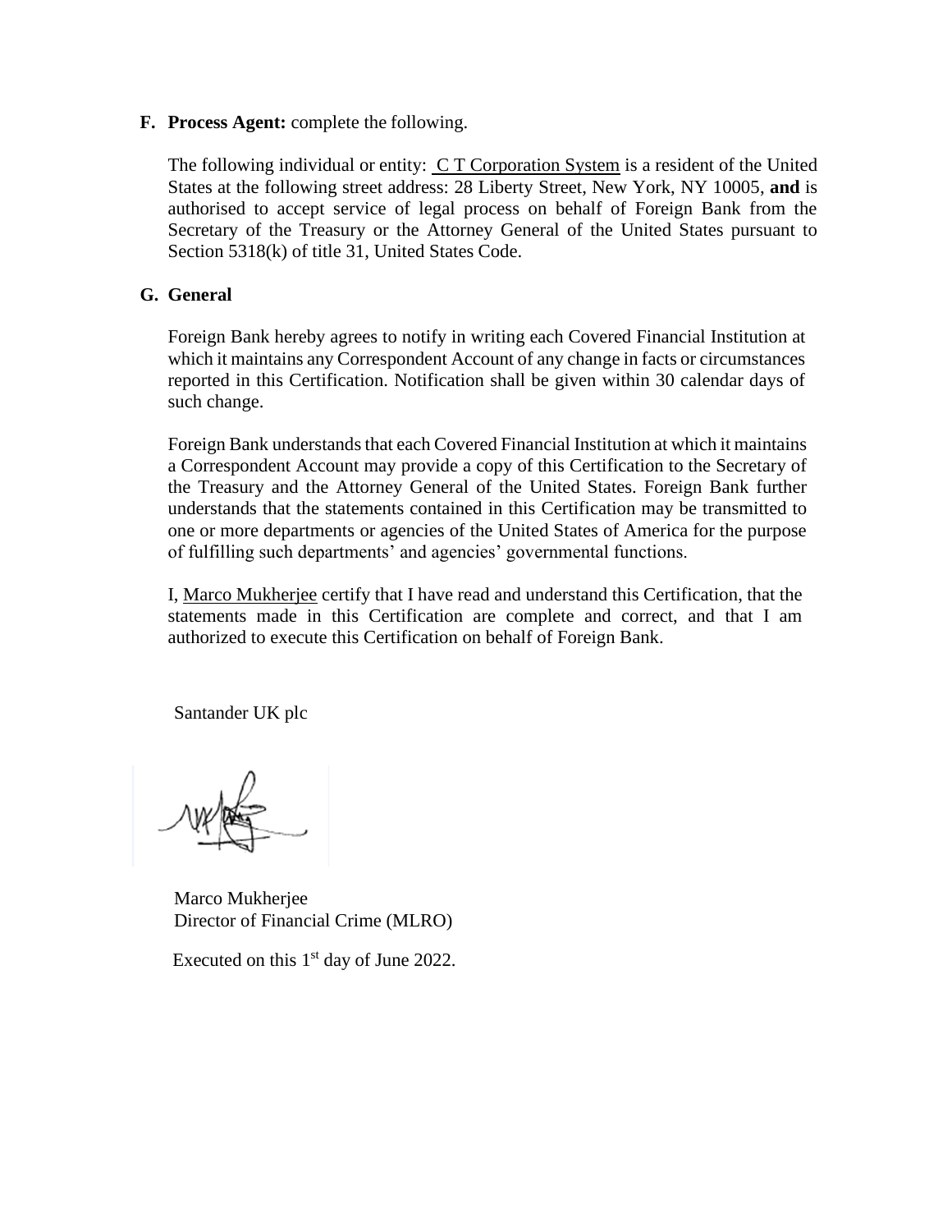**F. Process Agent:** complete the following.

The following individual or entity: C T Corporation System is a resident of the United States at the following street address: 28 Liberty Street, New York, NY 10005, **and** is authorised to accept service of legal process on behalf of Foreign Bank from the Secretary of the Treasury or the Attorney General of the United States pursuant to Section 5318(k) of title 31, United States Code.

**G. General**

Foreign Bank hereby agrees to notify in writing each Covered Financial Institution at which it maintains any Correspondent Account of any change in facts or circumstances reported in this Certification. Notification shall be given within 30 calendar days of such change.

Foreign Bank understands that each Covered Financial Institution at which it maintains a Correspondent Account may provide a copy of this Certification to the Secretary of the Treasury and the Attorney General of the United States. Foreign Bank further understands that the statements contained in this Certification may be transmitted to one or more departments or agencies of the United States of America for the purpose of fulfilling such departments' and agencies' governmental functions.

I, Marco Mukherjee certify that I have read and understand this Certification, that the statements made in this Certification are complete and correct, and that I am authorized to execute this Certification on behalf of Foreign Bank.

Santander UK plc

Marco Mukherjee
Director of Financial Crime (MLRO)

Executed on this 1st day of June 2022.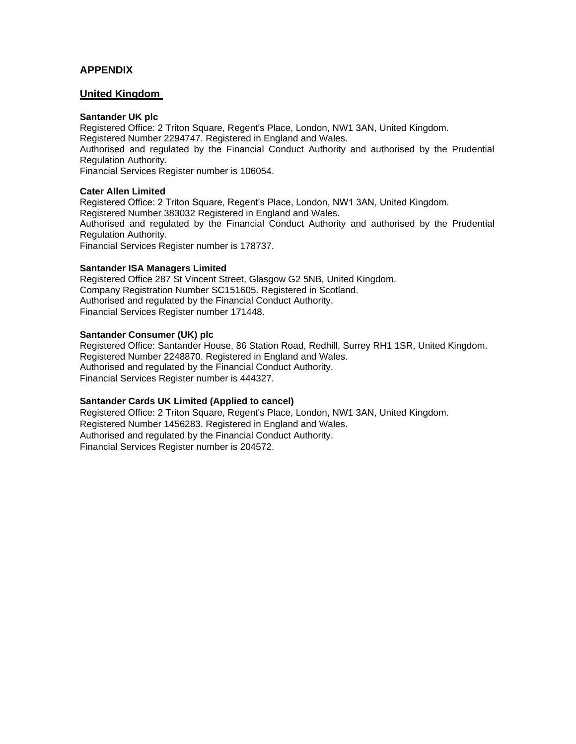## APPENDIX

### United Kingdom

**Santander UK plc**
Registered Office: 2 Triton Square, Regent's Place, London, NW1 3AN, United Kingdom.
Registered Number 2294747. Registered in England and Wales.
Authorised and regulated by the Financial Conduct Authority and authorised by the Prudential Regulation Authority.
Financial Services Register number is 106054.

**Cater Allen Limited**
Registered Office: 2 Triton Square, Regent's Place, London, NW1 3AN, United Kingdom.
Registered Number 383032 Registered in England and Wales.
Authorised and regulated by the Financial Conduct Authority and authorised by the Prudential Regulation Authority.
Financial Services Register number is 178737.

**Santander ISA Managers Limited**
Registered Office 287 St Vincent Street, Glasgow G2 5NB, United Kingdom.
Company Registration Number SC151605. Registered in Scotland.
Authorised and regulated by the Financial Conduct Authority.
Financial Services Register number 171448.

**Santander Consumer (UK) plc**
Registered Office: Santander House, 86 Station Road, Redhill, Surrey RH1 1SR, United Kingdom.
Registered Number 2248870. Registered in England and Wales.
Authorised and regulated by the Financial Conduct Authority.
Financial Services Register number is 444327.

**Santander Cards UK Limited (Applied to cancel)**
Registered Office: 2 Triton Square, Regent's Place, London, NW1 3AN, United Kingdom.
Registered Number 1456283. Registered in England and Wales.
Authorised and regulated by the Financial Conduct Authority.
Financial Services Register number is 204572.